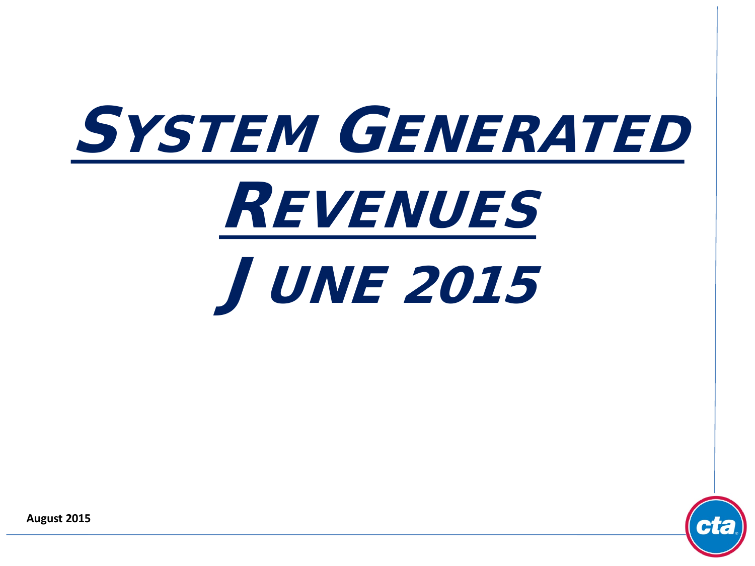# System Generated Revenues

# June 2015

**August 2015**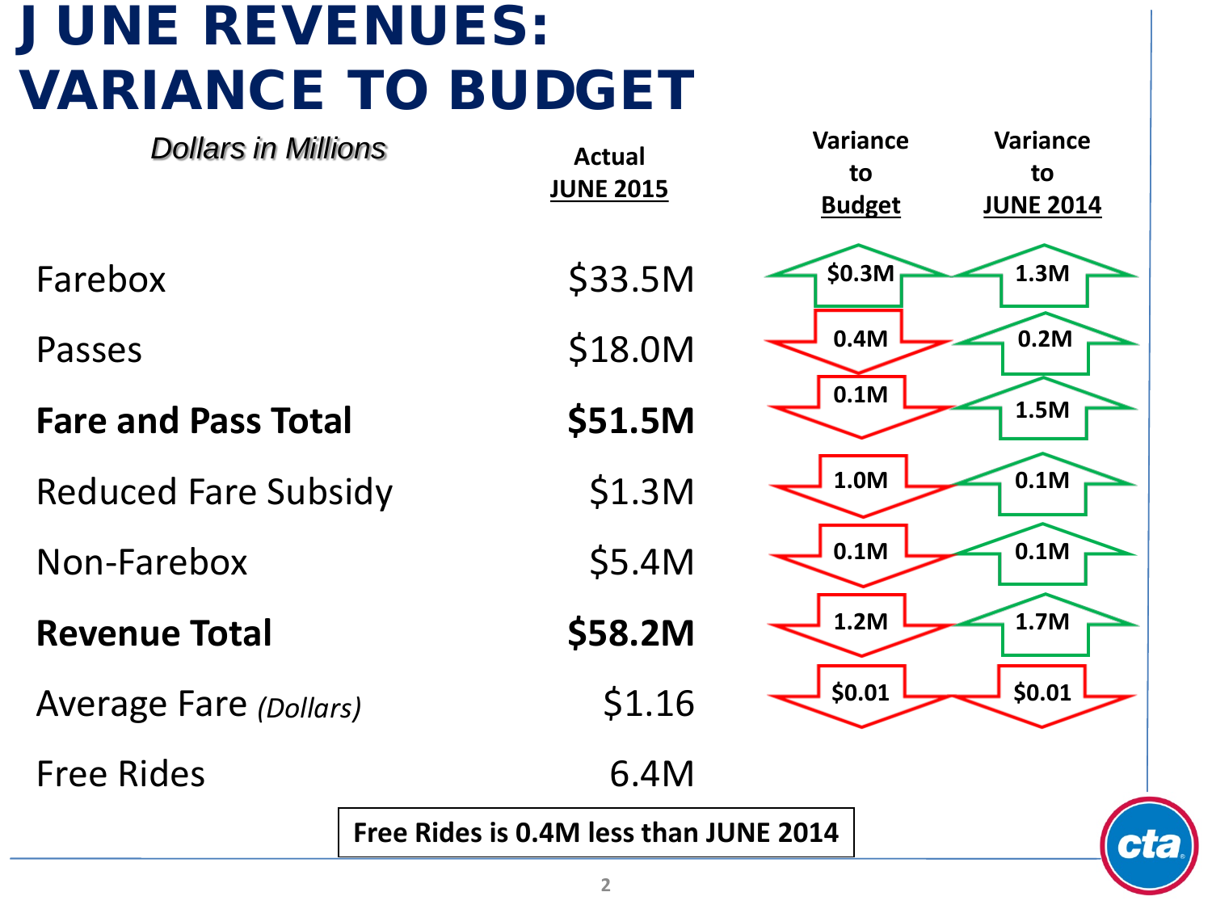# JUNE REVENUES: VARIANCE TO BUDGET

| *Dollars in Millions* | Actual JUNE 2015 | Variance to Budget | Variance to JUNE 2014 |
|---|---|---|---|
| Farebox | $33.5M | ▲ $0.3M | ▲ 1.3M |
| Passes | $18.0M | ▼ 0.4M | ▲ 0.2M |
| **Fare and Pass Total** | **$51.5M** | ▼ 0.1M | ▲ 1.5M |
| Reduced Fare Subsidy | $1.3M | ▼ 1.0M | ▲ 0.1M |
| Non-Farebox | $5.4M | ▼ 0.1M | ▲ 0.1M |
| **Revenue Total** | **$58.2M** | ▼ 1.2M | ▲ 1.7M |
| Average Fare *(Dollars)* | $1.16 | ▼ $0.01 | ▼ $0.01 |
| Free Rides | 6.4M | | |

**Free Rides is 0.4M less than JUNE 2014**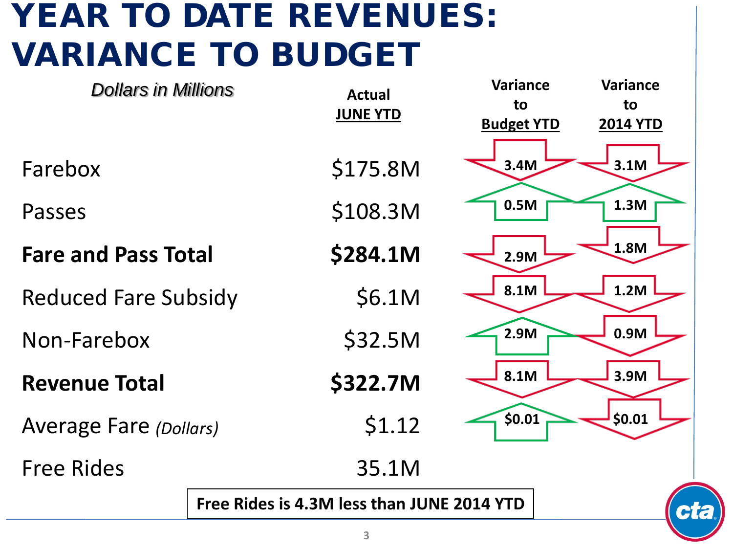# YEAR TO DATE REVENUES: VARIANCE TO BUDGET

| *Dollars in Millions* | Actual JUNE YTD | Variance to Budget YTD | Variance to 2014 YTD |
|---|---|---|---|
| Farebox | $175.8M | ↓ 3.4M | ↓ 3.1M |
| Passes | $108.3M | ↑ 0.5M | ↑ 1.3M |
| **Fare and Pass Total** | **$284.1M** | ↓ 2.9M | ↓ 1.8M |
| Reduced Fare Subsidy | $6.1M | ↓ 8.1M | ↓ 1.2M |
| Non-Farebox | $32.5M | ↑ 2.9M | ↓ 0.9M |
| **Revenue Total** | **$322.7M** | ↓ 8.1M | ↓ 3.9M |
| Average Fare *(Dollars)* | $1.12 | ↑ $0.01 | ↓ $0.01 |
| Free Rides | 35.1M | | |

**Free Rides is 4.3M less than JUNE 2014 YTD**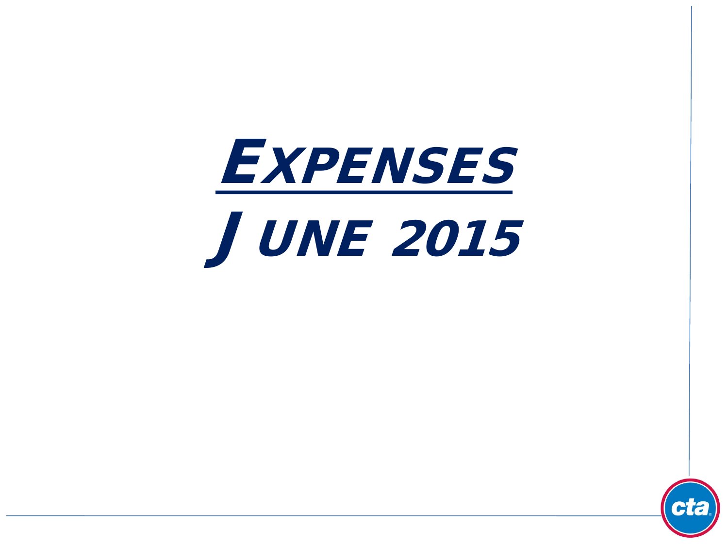# Expenses

## June 2015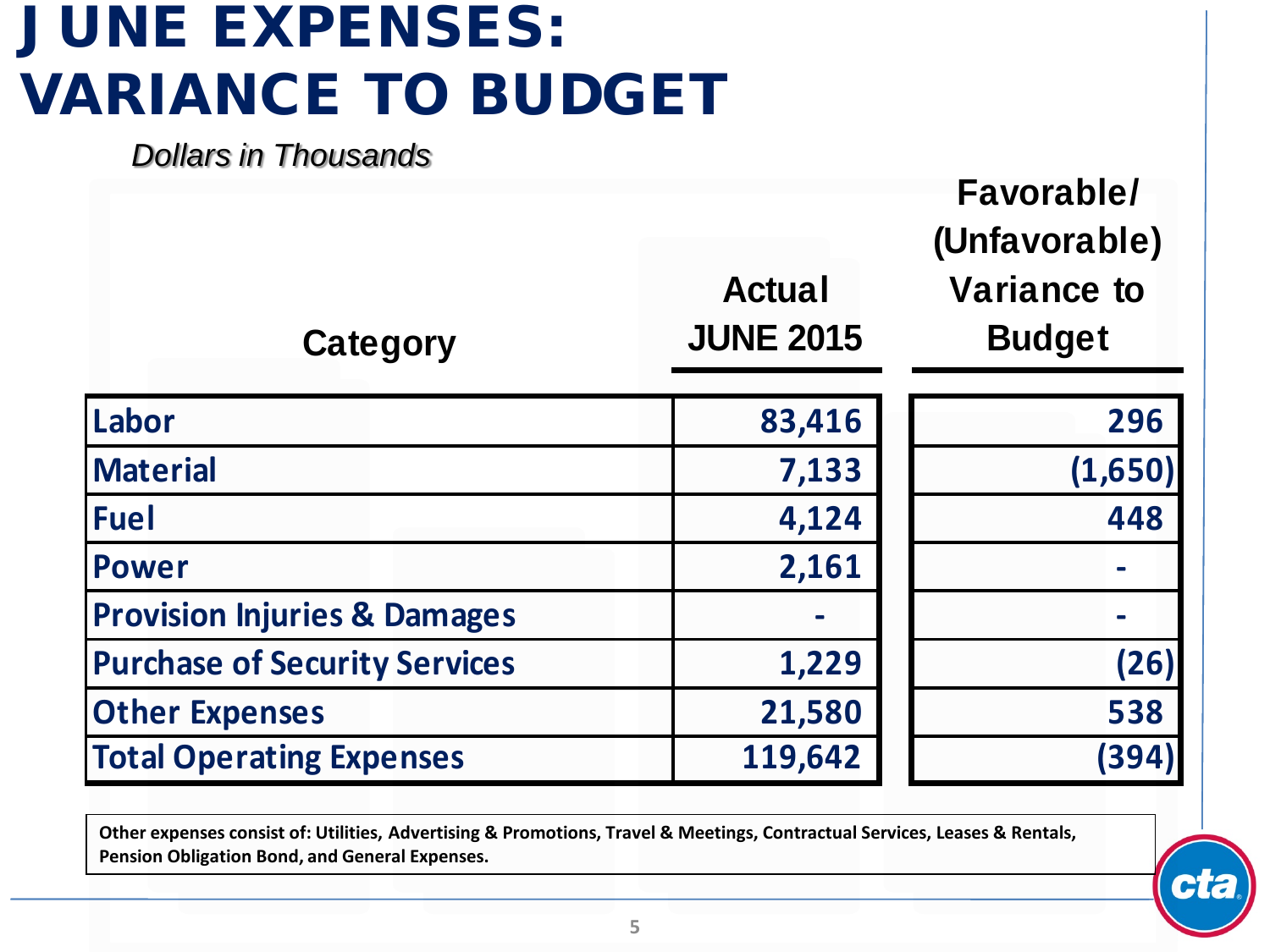# JUNE EXPENSES: VARIANCE TO BUDGET

*Dollars in Thousands*

| Category | Actual JUNE 2015 | Favorable/ (Unfavorable) Variance to Budget |
|---|---|---|
| Labor | 83,416 | 296 |
| Material | 7,133 | (1,650) |
| Fuel | 4,124 | 448 |
| Power | 2,161 | - |
| Provision Injuries & Damages | - | - |
| Purchase of Security Services | 1,229 | (26) |
| Other Expenses | 21,580 | 538 |
| Total Operating Expenses | 119,642 | (394) |

**Other expenses consist of: Utilities, Advertising & Promotions, Travel & Meetings, Contractual Services, Leases & Rentals, Pension Obligation Bond, and General Expenses.**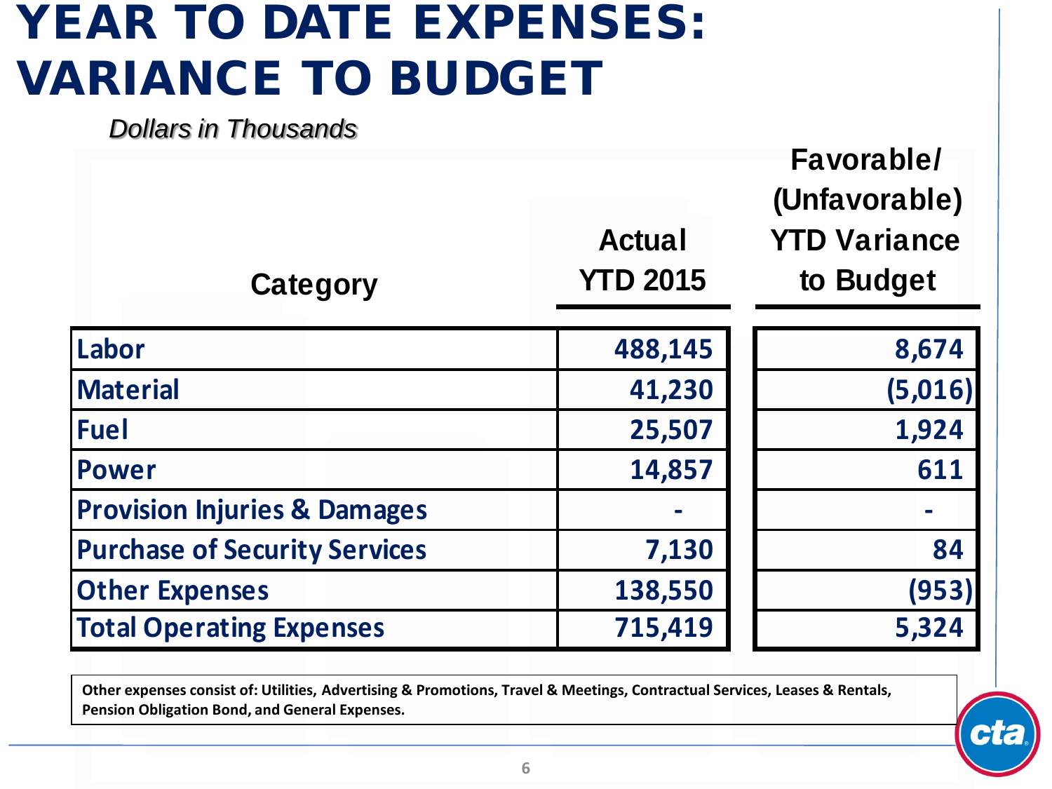# YEAR TO DATE EXPENSES: VARIANCE TO BUDGET

*Dollars in Thousands*

| Category | Actual YTD 2015 | Favorable/ (Unfavorable) YTD Variance to Budget |
|---|---|---|
| Labor | 488,145 | 8,674 |
| Material | 41,230 | (5,016) |
| Fuel | 25,507 | 1,924 |
| Power | 14,857 | 611 |
| Provision Injuries & Damages | - | - |
| Purchase of Security Services | 7,130 | 84 |
| Other Expenses | 138,550 | (953) |
| Total Operating Expenses | 715,419 | 5,324 |

**Other expenses consist of: Utilities, Advertising & Promotions, Travel & Meetings, Contractual Services, Leases & Rentals, Pension Obligation Bond, and General Expenses.**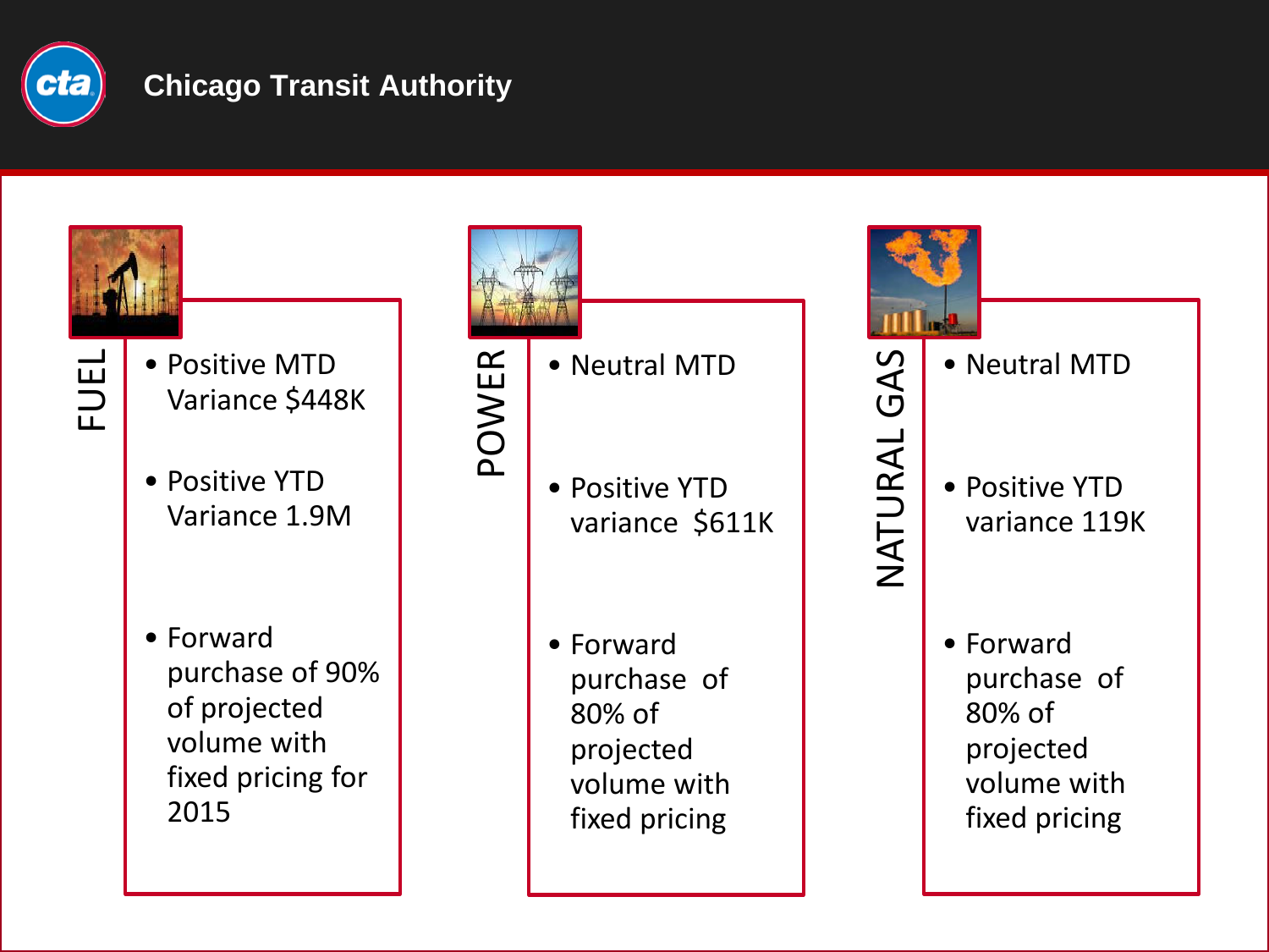Chicago Transit Authority

## FUEL

- Positive MTD Variance $448K
- Positive YTD Variance 1.9M
- Forward purchase of 90% of projected volume with fixed pricing for 2015

## POWER

- Neutral MTD
- Positive YTD variance $611K
- Forward purchase of 80% of projected volume with fixed pricing

## NATURAL GAS

- Neutral MTD
- Positive YTD variance 119K
- Forward purchase of 80% of projected volume with fixed pricing